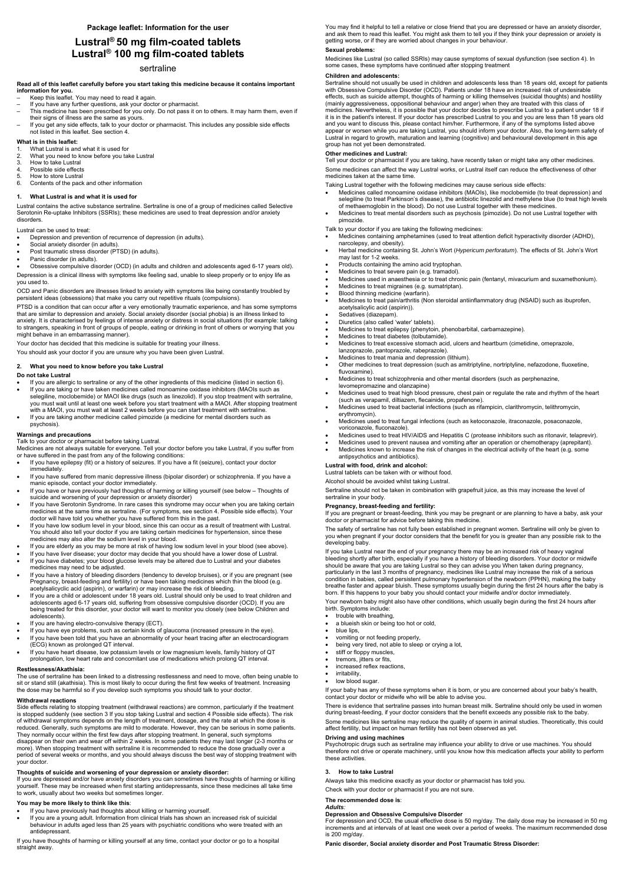**Package leaflet: Information for the user**

# Lustral® 50 mg film-coated tablets
# Lustral® 100 mg film-coated tablets

sertraline

**Read all of this leaflet carefully before you start taking this medicine because it contains important information for you.**

- Keep this leaflet. You may need to read it again.
- If you have any further questions, ask your doctor or pharmacist.
- This medicine has been prescribed for you only. Do not pass it on to others. It may harm them, even if their signs of illness are the same as yours.
- If you get any side effects, talk to your doctor or pharmacist. This includes any possible side effects not listed in this leaflet. See section 4.

**What is in this leaflet:**

1. What Lustral is and what it is used for
2. What you need to know before you take Lustral
3. How to take Lustral
4. Possible side effects
5. How to store Lustral
6. Contents of the pack and other information

## 1. What Lustral is and what it is used for

Lustral contains the active substance sertraline. Sertraline is one of a group of medicines called Selective Serotonin Re-uptake Inhibitors (SSRIs); these medicines are used to treat depression and/or anxiety disorders.

Lustral can be used to treat:

- Depression and prevention of recurrence of depression (in adults).
- Social anxiety disorder (in adults).
- Post traumatic stress disorder (PTSD) (in adults).
- Panic disorder (in adults).
- Obsessive compulsive disorder (OCD) (in adults and children and adolescents aged 6-17 years old).

Depression is a clinical illness with symptoms like feeling sad, unable to sleep properly or to enjoy life as you used to.

OCD and Panic disorders are illnesses linked to anxiety with symptoms like being constantly troubled by persistent ideas (obsessions) that make you carry out repetitive rituals (compulsions).

PTSD is a condition that can occur after a very emotionally traumatic experience, and has some symptoms that are similar to depression and anxiety. Social anxiety disorder (social phobia) is an illness linked to anxiety. It is characterised by feelings of intense anxiety or distress in social situations (for example: talking to strangers, speaking in front of groups of people, eating or drinking in front of others or worrying that you might behave in an embarrassing manner).

Your doctor has decided that this medicine is suitable for treating your illness.

You should ask your doctor if you are unsure why you have been given Lustral.

## 2. What you need to know before you take Lustral

**Do not take Lustral**

- If you are allergic to sertraline or any of the other ingredients of this medicine (listed in section 6).
- If you are taking or have taken medicines called monoamine oxidase inhibitors (MAOIs such as selegiline, moclobemide) or MAOI like drugs (such as linezolid). If you stop treatment with sertraline, you must wait until at least one week before you start treatment with a MAOI. After stopping treatment with a MAOI, you must wait at least 2 weeks before you can start treatment with sertraline.
- If you are taking another medicine called pimozide (a medicine for mental disorders such as psychosis).

**Warnings and precautions**

Talk to your doctor or pharmacist before taking Lustral.

Medicines are not always suitable for everyone. Tell your doctor before you take Lustral, if you suffer from or have suffered in the past from any of the following conditions:

- If you have epilepsy (fit) or a history of seizures. If you have a fit (seizure), contact your doctor immediately.
- If you have suffered from manic depressive illness (bipolar disorder) or schizophrenia. If you have a manic episode, contact your doctor immediately.
- If you have or have previously had thoughts of harming or killing yourself (see below – Thoughts of suicide and worsening of your depression or anxiety disorder)
- If you have Serotonin Syndrome. In rare cases this syndrome may occur when you are taking certain medicines at the same time as sertraline. (For symptoms, see section 4. Possible side effects). Your doctor will have told you whether you have suffered from this in the past.
- If you have low sodium level in your blood, since this can occur as a result of treatment with Lustral. You should also tell your doctor if you are taking certain medicines for hypertension, since these medicines may also alter the sodium level in your blood.
- If you are elderly as you may be more at risk of having low sodium level in your blood (see above).
- If you have liver disease; your doctor may decide that you should have a lower dose of Lustral.
- If you have diabetes; your blood glucose levels may be altered due to Lustral and your diabetes medicines may need to be adjusted.
- If you have a history of bleeding disorders (tendency to develop bruises), or if you are pregnant (see Pregnancy, breast-feeding and fertility) or have been taking medicines which thin the blood (e.g. acetylsalicylic acid (aspirin), or warfarin) or may increase the risk of bleeding.
- If you are a child or adolescent under 18 years old. Lustral should only be used to treat children and adolescents aged 6-17 years old, suffering from obsessive compulsive disorder (OCD). If you are being treated for this disorder, your doctor will want to monitor you closely (see below Children and adolescents).
- If you are having electro-convulsive therapy (ECT).
- If you have eye problems, such as certain kinds of glaucoma (increased pressure in the eye).
- If you have been told that you have an abnormality of your heart tracing after an electrocardiogram (ECG) known as prolonged QT interval.
- If you have heart disease, low potassium levels or low magnesium levels, family history of QT prolongation, low heart rate and concomitant use of medications which prolong QT interval.

**Restlessness/Akathisia:**

The use of sertraline has been linked to a distressing restlessness and need to move, often being unable to sit or stand still (akathisia). This is most likely to occur during the first few weeks of treatment. Increasing the dose may be harmful so if you develop such symptoms you should talk to your doctor.

**Withdrawal reactions**

Side effects relating to stopping treatment (withdrawal reactions) are common, particularly if the treatment is stopped suddenly (see section 3 If you stop taking Lustral and section 4 Possible side effects). The risk of withdrawal symptoms depends on the length of treatment, dosage, and the rate at which the dose is reduced. Generally, such symptoms are mild to moderate. However, they can be serious in some patients. They normally occur within the first few days after stopping treatment. In general, such symptoms disappear on their own and wear off within 2 weeks. In some patients they may last longer (2-3 months or more). When stopping treatment with sertraline it is recommended to reduce the dose gradually over a period of several weeks or months, and you should always discuss the best way of stopping treatment with your doctor.

**Thoughts of suicide and worsening of your depression or anxiety disorder:**

If you are depressed and/or have anxiety disorders you can sometimes have thoughts of harming or killing yourself. These may be increased when first starting antidepressants, since these medicines all take time to work, usually about two weeks but sometimes longer.

**You may be more likely to think like this**:

- If you have previously had thoughts about killing or harming yourself.
- If you are a young adult. Information from clinical trials has shown an increased risk of suicidal behaviour in adults aged less than 25 years with psychiatric conditions who were treated with an antidepressant.

If you have thoughts of harming or killing yourself at any time, contact your doctor or go to a hospital straight away.

You may find it helpful to tell a relative or close friend that you are depressed or have an anxiety disorder, and ask them to read this leaflet. You might ask them to tell you if they think your depression or anxiety is getting worse, or if they are worried about changes in your behaviour.

**Sexual problems:**

Medicines like Lustral (so called SSRIs) may cause symptoms of sexual dysfunction (see section 4). In some cases, these symptoms have continued after stopping treatment

**Children and adolescents:**

Sertraline should not usually be used in children and adolescents less than 18 years old, except for patients with Obsessive Compulsive Disorder (OCD). Patients under 18 have an increased risk of undesirable effects, such as suicide attempt, thoughts of harming or killing themselves (suicidal thoughts) and hostility (mainly aggressiveness, oppositional behaviour and anger) when they are treated with this class of medicines. Nevertheless, it is possible that your doctor decides to prescribe Lustral to a patient under 18 if it is in the patient's interest. If your doctor has prescribed Lustral to you and you are less than 18 years old and you want to discuss this, please contact him/her. Furthermore, if any of the symptoms listed above appear or worsen while you are taking Lustral, you should inform your doctor. Also, the long-term safety of Lustral in regard to growth, maturation and learning (cognitive) and behavioural development in this age group has not yet been demonstrated.

**Other medicines and Lustral:**

Tell your doctor or pharmacist if you are taking, have recently taken or might take any other medicines.

Some medicines can affect the way Lustral works, or Lustral itself can reduce the effectiveness of other medicines taken at the same time.

Taking Lustral together with the following medicines may cause serious side effects:

- Medicines called monoamine oxidase inhibitors (MAOIs), like moclobemide (to treat depression) and selegiline (to treat Parkinson's disease), the antibiotic linezolid and methylene blue (to treat high levels of methaemoglobin in the blood). Do not use Lustral together with these medicines.
- Medicines to treat mental disorders such as psychosis (pimozide). Do not use Lustral together with pimozide.

Talk to your doctor if you are taking the following medicines:

- Medicines containing amphetamines (used to treat attention deficit hyperactivity disorder (ADHD), narcolepsy, and obesity).
- Herbal medicine containing St. John's Wort (*Hypericum perforatum*). The effects of St. John's Wort may last for 1-2 weeks.
- Products containing the amino acid tryptophan.
- Medicines to treat severe pain (e.g. tramadol).
- Medicines used in anaesthesia or to treat chronic pain (fentanyl, mivacurium and suxamethonium).
- Medicines to treat migraines (e.g. sumatriptan).
- Blood thinning medicine (warfarin).
- Medicines to treat pain/arthritis (Non steroidal antiinflammatory drug (NSAID) such as ibuprofen, acetylsalicylic acid (aspirin)).
- Sedatives (diazepam).
- Diuretics (also called 'water' tablets).
- Medicines to treat epilepsy (phenytoin, phenobarbital, carbamazepine).
- Medicines to treat diabetes (tolbutamide).
- Medicines to treat excessive stomach acid, ulcers and heartburn (cimetidine, omeprazole, lanzoprazole, pantoprazole, rabeprazole).
- Medicines to treat mania and depression (lithium).
- Other medicines to treat depression (such as amitriptyline, nortriptyline, nefazodone, fluoxetine, fluvoxamine).
- Medicines to treat schizophrenia and other mental disorders (such as perphenazine, levomepromazine and olanzapine)
- Medicines used to treat high blood pressure, chest pain or regulate the rate and rhythm of the heart (such as verapamil, diltiazem, flecainide, propafenone).
- Medicines used to treat bacterial infections (such as rifampicin, clarithromycin, telithromycin, erythromycin).
- Medicines used to treat fungal infections (such as ketoconazole, itraconazole, posaconazole, voriconazole, fluconazole).
- Medicines used to treat HIV/AIDS and Hepatitis C (protease inhibitors such as ritonavir, telaprevir).
- Medicines used to prevent nausea and vomiting after an operation or chemotherapy (aprepitant).
- Medicines known to increase the risk of changes in the electrical activity of the heart (e.g. some antipsychotics and antibiotics).

**Lustral with food, drink and alcohol:**

Lustral tablets can be taken with or without food.

Alcohol should be avoided whilst taking Lustral.

Sertraline should not be taken in combination with grapefruit juice, as this may increase the level of sertraline in your body.

**Pregnancy, breast-feeding and fertility:**

If you are pregnant or breast-feeding, think you may be pregnant or are planning to have a baby, ask your doctor or pharmacist for advice before taking this medicine.

The safety of sertraline has not fully been established in pregnant women. Sertraline will only be given to you when pregnant if your doctor considers that the benefit for you is greater than any possible risk to the developing baby.

If you take Lustral near the end of your pregnancy there may be an increased risk of heavy vaginal bleeding shortly after birth, especially if you have a history of bleeding disorders. Your doctor or midwife should be aware that you are taking Lustral so they can advise you When taken during pregnancy, particularly in the last 3 months of pregnancy, medicines like Lustral may increase the risk of a serious condition in babies, called persistent pulmonary hypertension of the newborn (PPHN), making the baby breathe faster and appear bluish. These symptoms usually begin during the first 24 hours after the baby is born. If this happens to your baby you should contact your midwife and/or doctor immediately.

Your newborn baby might also have other conditions, which usually begin during the first 24 hours after birth. Symptoms include:

- trouble with breathing,
- a blueish skin or being too hot or cold,
- blue lips,
- vomiting or not feeding properly,
- being very tired, not able to sleep or crying a lot,
- stiff or floppy muscles,
- tremors, jitters or fits,
- increased reflex reactions,
- irritability,
- low blood sugar.

If your baby has any of these symptoms when it is born, or you are concerned about your baby's health, contact your doctor or midwife who will be able to advise you.

There is evidence that sertraline passes into human breast milk. Sertraline should only be used in women during breast-feeding, if your doctor considers that the benefit exceeds any possible risk to the baby.

Some medicines like sertraline may reduce the quality of sperm in animal studies. Theoretically, this could affect fertility, but impact on human fertility has not been observed as yet.

**Driving and using machines**

Psychotropic drugs such as sertraline may influence your ability to drive or use machines. You should therefore not drive or operate machinery, until you know how this medication affects your ability to perform these activities.

## 3. How to take Lustral

Always take this medicine exactly as your doctor or pharmacist has told you.

Check with your doctor or pharmacist if you are not sure.

**The recommended dose is**:

***Adults***:

**Depression and Obsessive Compulsive Disorder**

For depression and OCD, the usual effective dose is 50 mg/day. The daily dose may be increased in 50 mg increments and at intervals of at least one week over a period of weeks. The maximum recommended dose is 200 mg/day.

**Panic disorder, Social anxiety disorder and Post Traumatic Stress Disorder:**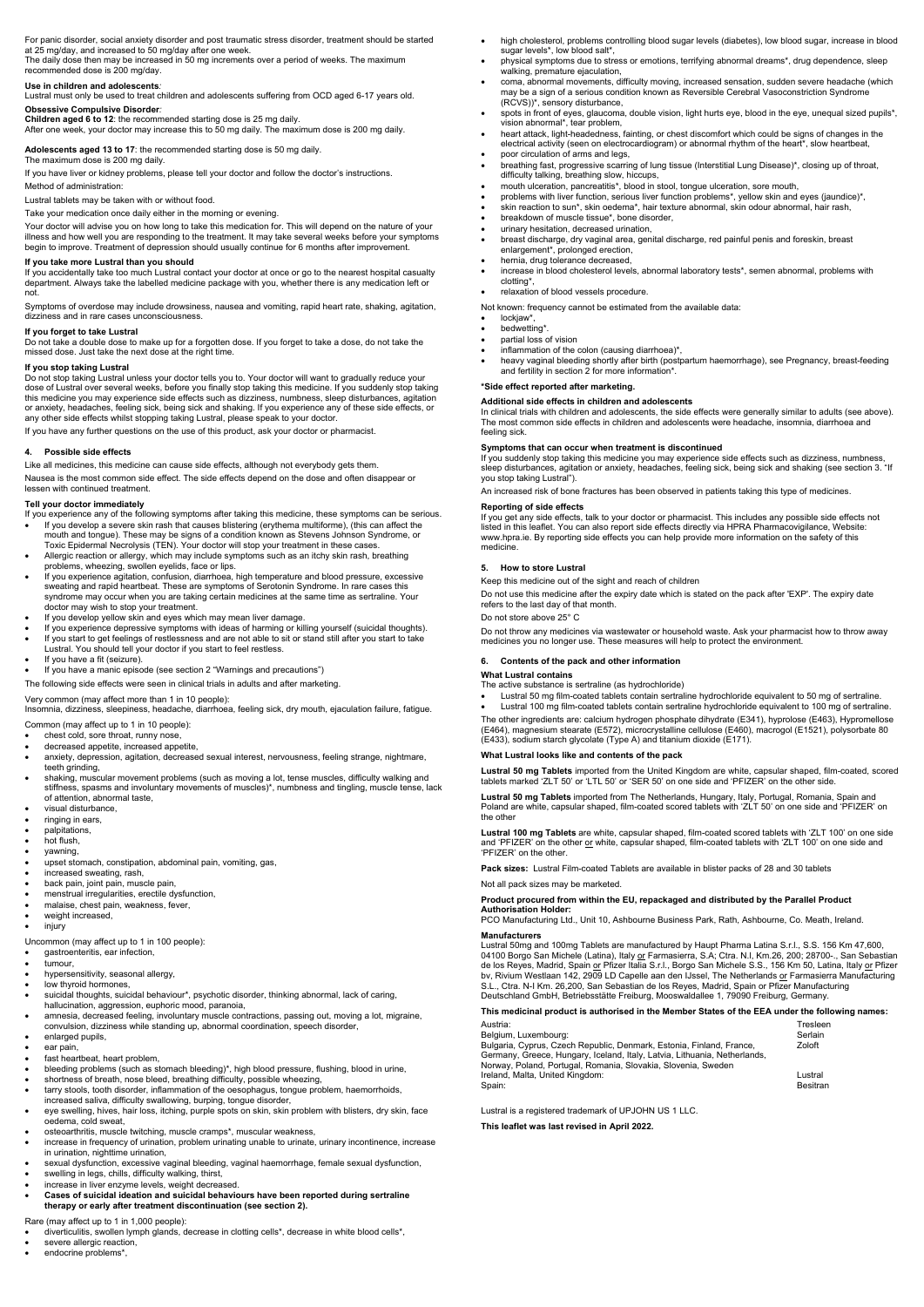For panic disorder, social anxiety disorder and post traumatic stress disorder, treatment should be started at 25 mg/day, and increased to 50 mg/day after one week.
The daily dose then may be increased in 50 mg increments over a period of weeks. The maximum recommended dose is 200 mg/day.

**Use in children and adolescents**:
Lustral must only be used to treat children and adolescents suffering from OCD aged 6-17 years old.

***Obsessive Compulsive Disorder***:
**Children aged 6 to 12**: the recommended starting dose is 25 mg daily.
After one week, your doctor may increase this to 50 mg daily. The maximum dose is 200 mg daily.

**Adolescents aged 13 to 17**: the recommended starting dose is 50 mg daily.
The maximum dose is 200 mg daily.

If you have liver or kidney problems, please tell your doctor and follow the doctor's instructions.

Method of administration:

Lustral tablets may be taken with or without food.

Take your medication once daily either in the morning or evening.

Your doctor will advise you on how long to take this medication for. This will depend on the nature of your illness and how well you are responding to the treatment. It may take several weeks before your symptoms begin to improve. Treatment of depression should usually continue for 6 months after improvement.

**If you take more Lustral than you should**
If you accidentally take too much Lustral contact your doctor at once or go to the nearest hospital casualty department. Always take the labelled medicine package with you, whether there is any medication left or not.

Symptoms of overdose may include drowsiness, nausea and vomiting, rapid heart rate, shaking, agitation, dizziness and in rare cases unconsciousness.

**If you forget to take Lustral**
Do not take a double dose to make up for a forgotten dose. If you forget to take a dose, do not take the missed dose. Just take the next dose at the right time.

**If you stop taking Lustral**
Do not stop taking Lustral unless your doctor tells you to. Your doctor will want to gradually reduce your dose of Lustral over several weeks, before you finally stop taking this medicine. If you suddenly stop taking this medicine you may experience side effects such as dizziness, numbness, sleep disturbances, agitation or anxiety, headaches, feeling sick, being sick and shaking. If you experience any of these side effects, or any other side effects whilst stopping taking Lustral, please speak to your doctor.

If you have any further questions on the use of this product, ask your doctor or pharmacist.

## 4. Possible side effects

Like all medicines, this medicine can cause side effects, although not everybody gets them.

Nausea is the most common side effect. The side effects depend on the dose and often disappear or lessen with continued treatment.

**Tell your doctor immediately**
If you experience any of the following symptoms after taking this medicine, these symptoms can be serious.

- If you develop a severe skin rash that causes blistering (erythema multiforme), (this can affect the mouth and tongue). These may be signs of a condition known as Stevens Johnson Syndrome, or Toxic Epidermal Necrolysis (TEN). Your doctor will stop your treatment in these cases.
- Allergic reaction or allergy, which may include symptoms such as an itchy skin rash, breathing problems, wheezing, swollen eyelids, face or lips.
- If you experience agitation, confusion, diarrhoea, high temperature and blood pressure, excessive sweating and rapid heartbeat. These are symptoms of Serotonin Syndrome. In rare cases this syndrome may occur when you are taking certain medicines at the same time as sertraline. Your doctor may wish to stop your treatment.
- If you develop yellow skin and eyes which may mean liver damage.
- If you experience depressive symptoms with ideas of harming or killing yourself (suicidal thoughts).
- If you start to get feelings of restlessness and are not able to sit or stand still after you start to take Lustral. You should tell your doctor if you start to feel restless.
- If you have a fit (seizure).
- If you have a manic episode (see section 2 "Warnings and precautions")

The following side effects were seen in clinical trials in adults and after marketing.

Very common (may affect more than 1 in 10 people):
Insomnia, dizziness, sleepiness, headache, diarrhoea, feeling sick, dry mouth, ejaculation failure, fatigue.

Common (may affect up to 1 in 10 people):

- chest cold, sore throat, runny nose,
- decreased appetite, increased appetite,
- anxiety, depression, agitation, decreased sexual interest, nervousness, feeling strange, nightmare, teeth grinding,
- shaking, muscular movement problems (such as moving a lot, tense muscles, difficulty walking and stiffness, spasms and involuntary movements of muscles)*, numbness and tingling, muscle tense, lack of attention, abnormal taste,
- visual disturbance,
- ringing in ears,
- palpitations,
- hot flush,
- yawning,
- upset stomach, constipation, abdominal pain, vomiting, gas,
- increased sweating, rash,
- back pain, joint pain, muscle pain,
- menstrual irregularities, erectile dysfunction,
- malaise, chest pain, weakness, fever,
- weight increased,
- injury

Uncommon (may affect up to 1 in 100 people):

- gastroenteritis, ear infection,
- tumour,
- hypersensitivity, seasonal allergy,
- low thyroid hormones,
- suicidal thoughts, suicidal behaviour*, psychotic disorder, thinking abnormal, lack of caring, hallucination, aggression, euphoric mood, paranoia,
- amnesia, decreased feeling, involuntary muscle contractions, passing out, moving a lot, migraine, convulsion, dizziness while standing up, abnormal coordination, speech disorder,
- enlarged pupils,
- ear pain,
- fast heartbeat, heart problem,
- bleeding problems (such as stomach bleeding)*, high blood pressure, flushing, blood in urine,
- shortness of breath, nose bleed, breathing difficulty, possible wheezing,
- tarry stools, tooth disorder, inflammation of the oesophagus, tongue problem, haemorrhoids, increased saliva, difficulty swallowing, burping, tongue disorder,
- eye swelling, hives, hair loss, itching, purple spots on skin, skin problem with blisters, dry skin, face oedema, cold sweat,
- osteoarthritis, muscle twitching, muscle cramps*, muscular weakness,
- increase in frequency of urination, problem urinating unable to urinate, urinary incontinence, increase in urination, nighttime urination,
- sexual dysfunction, excessive vaginal bleeding, vaginal haemorrhage, female sexual dysfunction,
- swelling in legs, chills, difficulty walking, thirst,
- increase in liver enzyme levels, weight decreased.
- **Cases of suicidal ideation and suicidal behaviours have been reported during sertraline therapy or early after treatment discontinuation (see section 2).**

Rare (may affect up to 1 in 1,000 people):

- diverticulitis, swollen lymph glands, decrease in clotting cells*, decrease in white blood cells*,
- severe allergic reaction,
- endocrine problems*,
- high cholesterol, problems controlling blood sugar levels (diabetes), low blood sugar, increase in blood sugar levels*, low blood salt*,
- physical symptoms due to stress or emotions, terrifying abnormal dreams*, drug dependence, sleep walking, premature ejaculation,
- coma, abnormal movements, difficulty moving, increased sensation, sudden severe headache (which may be a sign of a serious condition known as Reversible Cerebral Vasoconstriction Syndrome (RCVS))*, sensory disturbance,
- spots in front of eyes, glaucoma, double vision, light hurts eye, blood in the eye, unequal sized pupils*, vision abnormal*, tear problem,
- heart attack, light-headedness, fainting, or chest discomfort which could be signs of changes in the electrical activity (seen on electrocardiogram) or abnormal rhythm of the heart*, slow heartbeat,
- poor circulation of arms and legs,
- breathing fast, progressive scarring of lung tissue (Interstitial Lung Disease)*, closing up of throat, difficulty talking, breathing slow, hiccups,
- mouth ulceration, pancreatitis*, blood in stool, tongue ulceration, sore mouth,
- problems with liver function, serious liver function problems*, yellow skin and eyes (jaundice)*,
- skin reaction to sun*, skin oedema*, hair texture abnormal, skin odour abnormal, hair rash,
- breakdown of muscle tissue*, bone disorder,
- urinary hesitation, decreased urination,
- breast discharge, dry vaginal area, genital discharge, red painful penis and foreskin, breast enlargement*, prolonged erection,
- hernia, drug tolerance decreased,
- increase in blood cholesterol levels, abnormal laboratory tests*, semen abnormal, problems with clotting*,
- relaxation of blood vessels procedure.

Not known: frequency cannot be estimated from the available data:

- lockjaw*,
- bedwetting*.
- partial loss of vision
- inflammation of the colon (causing diarrhoea)*,
- heavy vaginal bleeding shortly after birth (postpartum haemorrhage), see Pregnancy, breast-feeding and fertility in section 2 for more information*.

**\*Side effect reported after marketing.**

**Additional side effects in children and adolescents**
In clinical trials with children and adolescents, the side effects were generally similar to adults (see above). The most common side effects in children and adolescents were headache, insomnia, diarrhoea and feeling sick.

**Symptoms that can occur when treatment is discontinued**
If you suddenly stop taking this medicine you may experience side effects such as dizziness, numbness, sleep disturbances, agitation or anxiety, headaches, feeling sick, being sick and shaking (see section 3. "If you stop taking Lustral").

An increased risk of bone fractures has been observed in patients taking this type of medicines.

**Reporting of side effects**
If you get any side effects, talk to your doctor or pharmacist. This includes any possible side effects not listed in this leaflet. You can also report side effects directly via HPRA Pharmacovigilance, Website: www.hpra.ie. By reporting side effects you can help provide more information on the safety of this medicine.

## 5. How to store Lustral

Keep this medicine out of the sight and reach of children

Do not use this medicine after the expiry date which is stated on the pack after 'EXP'. The expiry date refers to the last day of that month.

Do not store above 25° C

Do not throw any medicines via wastewater or household waste. Ask your pharmacist how to throw away medicines you no longer use. These measures will help to protect the environment.

## 6. Contents of the pack and other information

**What Lustral contains**
The active substance is sertraline (as hydrochloride)

- Lustral 50 mg film-coated tablets contain sertraline hydrochloride equivalent to 50 mg of sertraline.
- Lustral 100 mg film-coated tablets contain sertraline hydrochloride equivalent to 100 mg of sertraline.

The other ingredients are: calcium hydrogen phosphate dihydrate (E341), hyprolose (E463), Hypromellose (E464), magnesium stearate (E572), microcrystalline cellulose (E460), macrogol (E1521), polysorbate 80 (E433), sodium starch glycolate (Type A) and titanium dioxide (E171).

**What Lustral looks like and contents of the pack**

**Lustral 50 mg Tablets** imported from the United Kingdom are white, capsular shaped, film-coated, scored tablets marked 'ZLT 50' or 'LTL 50' or 'SER 50' on one side and 'PFIZER' on the other side.

**Lustral 50 mg Tablets** imported from The Netherlands, Hungary, Italy, Portugal, Romania, Spain and Poland are white, capsular shaped, film-coated scored tablets with 'ZLT 50' on one side and 'PFIZER' on the other

**Lustral 100 mg Tablets** are white, capsular shaped, film-coated scored tablets with 'ZLT 100' on one side and 'PFIZER' on the other <u>or</u> white, capsular shaped, film-coated tablets with 'ZLT 100' on one side and 'PFIZER' on the other.

**Pack sizes:** Lustral Film-coated Tablets are available in blister packs of 28 and 30 tablets

Not all pack sizes may be marketed.

**Product procured from within the EU, repackaged and distributed by the Parallel Product Authorisation Holder:**
PCO Manufacturing Ltd., Unit 10, Ashbourne Business Park, Rath, Ashbourne, Co. Meath, Ireland.

**Manufacturers**
Lustral 50mg and 100mg Tablets are manufactured by Haupt Pharma Latina S.r.l., S.S. 156 Km 47,600, 04100 Borgo San Michele (Latina), Italy <u>or</u> Farmasierra, S.A; Ctra. N.I, Km.26, 200; 28700-., San Sebastian de los Reyes, Madrid, Spain <u>or</u> Pfizer Italia S.r.l., Borgo San Michele S.S., 156 Km 50, Latina, Italy <u>or</u> Pfizer bv, Rivium Westlaan 142, 2909 LD Capelle aan den IJssel, The Netherlands <u>or</u> Farmasierra Manufacturing S.L., Ctra. N-I Km. 26,200, San Sebastian de los Reyes, Madrid, Spain <u>or</u> Pfizer Manufacturing Deutschland GmbH, Betriebsstätte Freiburg, Mooswaldallee 1, 79090 Freiburg, Germany.

**This medicinal product is authorised in the Member States of the EEA under the following names:**

| | |
|---|---|
| Austria: | Tresleen |
| Belgium, Luxembourg: | Serlain |
| Bulgaria, Cyprus, Czech Republic, Denmark, Estonia, Finland, France, Germany, Greece, Hungary, Iceland, Italy, Latvia, Lithuania, Netherlands, Norway, Poland, Portugal, Romania, Slovakia, Slovenia, Sweden | Zoloft |
| Ireland, Malta, United Kingdom: | Lustral |
| Spain: | Besitran |

Lustral is a registered trademark of UPJOHN US 1 LLC.

**This leaflet was last revised in April 2022.**